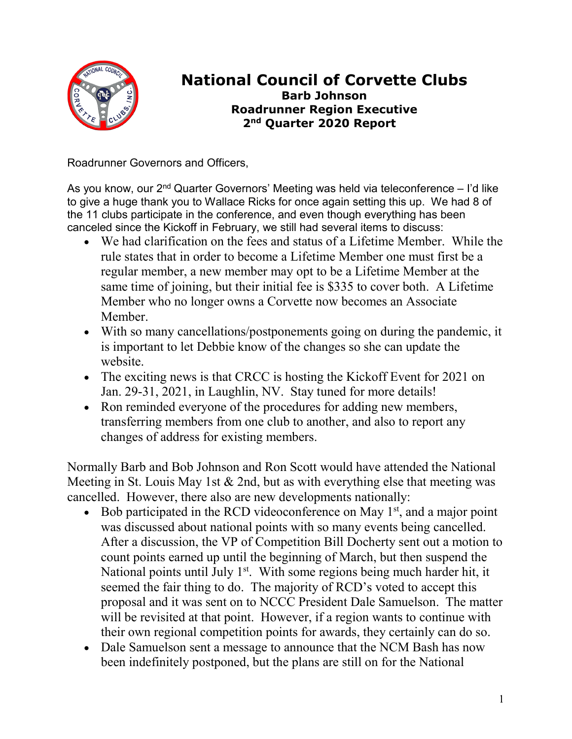# National Council of Corvette Clubs

**Barb Johnson**
**Roadrunner Region Executive**
**2nd Quarter 2020 Report**

Roadrunner Governors and Officers,

As you know, our 2nd Quarter Governors' Meeting was held via teleconference – I'd like to give a huge thank you to Wallace Ricks for once again setting this up. We had 8 of the 11 clubs participate in the conference, and even though everything has been canceled since the Kickoff in February, we still had several items to discuss:

- We had clarification on the fees and status of a Lifetime Member. While the rule states that in order to become a Lifetime Member one must first be a regular member, a new member may opt to be a Lifetime Member at the same time of joining, but their initial fee is $335 to cover both. A Lifetime Member who no longer owns a Corvette now becomes an Associate Member.
- With so many cancellations/postponements going on during the pandemic, it is important to let Debbie know of the changes so she can update the website.
- The exciting news is that CRCC is hosting the Kickoff Event for 2021 on Jan. 29-31, 2021, in Laughlin, NV. Stay tuned for more details!
- Ron reminded everyone of the procedures for adding new members, transferring members from one club to another, and also to report any changes of address for existing members.

Normally Barb and Bob Johnson and Ron Scott would have attended the National Meeting in St. Louis May 1st & 2nd, but as with everything else that meeting was cancelled. However, there also are new developments nationally:

- Bob participated in the RCD videoconference on May 1st, and a major point was discussed about national points with so many events being cancelled. After a discussion, the VP of Competition Bill Docherty sent out a motion to count points earned up until the beginning of March, but then suspend the National points until July 1st. With some regions being much harder hit, it seemed the fair thing to do. The majority of RCD's voted to accept this proposal and it was sent on to NCCC President Dale Samuelson. The matter will be revisited at that point. However, if a region wants to continue with their own regional competition points for awards, they certainly can do so.
- Dale Samuelson sent a message to announce that the NCM Bash has now been indefinitely postponed, but the plans are still on for the National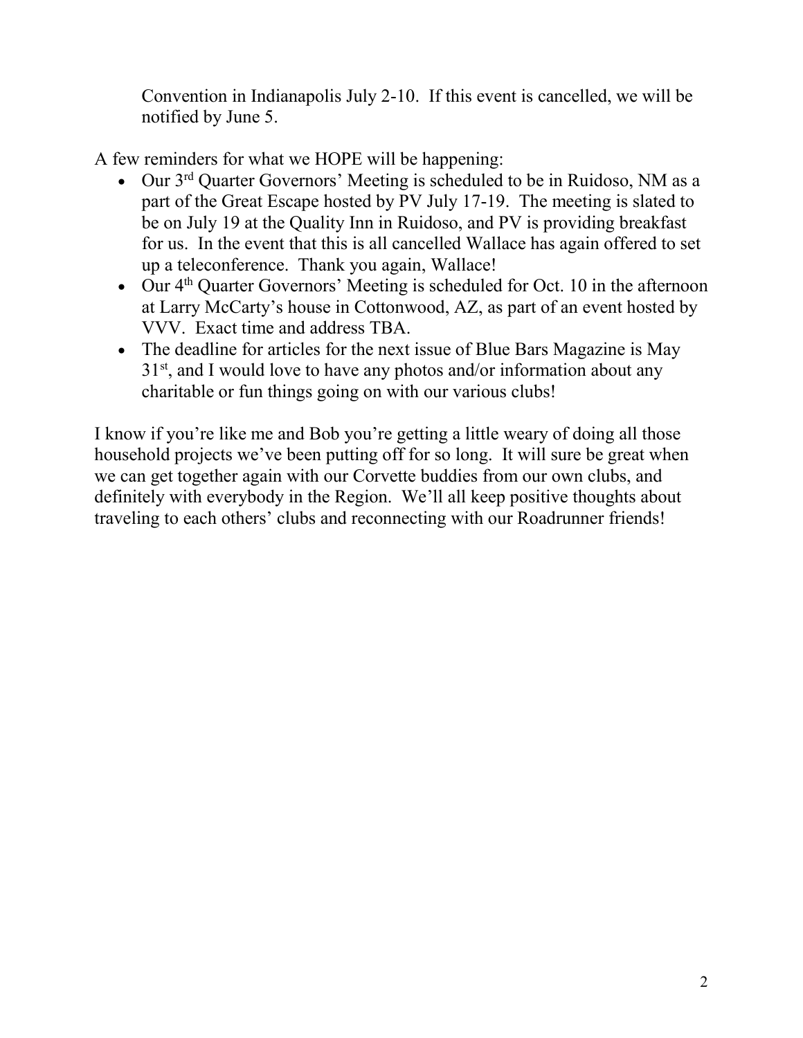Convention in Indianapolis July 2-10. If this event is cancelled, we will be notified by June 5.

A few reminders for what we HOPE will be happening:

- Our 3rd Quarter Governors' Meeting is scheduled to be in Ruidoso, NM as a part of the Great Escape hosted by PV July 17-19. The meeting is slated to be on July 19 at the Quality Inn in Ruidoso, and PV is providing breakfast for us. In the event that this is all cancelled Wallace has again offered to set up a teleconference. Thank you again, Wallace!
- Our 4th Quarter Governors' Meeting is scheduled for Oct. 10 in the afternoon at Larry McCarty's house in Cottonwood, AZ, as part of an event hosted by VVV. Exact time and address TBA.
- The deadline for articles for the next issue of Blue Bars Magazine is May 31st, and I would love to have any photos and/or information about any charitable or fun things going on with our various clubs!

I know if you're like me and Bob you're getting a little weary of doing all those household projects we've been putting off for so long. It will sure be great when we can get together again with our Corvette buddies from our own clubs, and definitely with everybody in the Region. We'll all keep positive thoughts about traveling to each others' clubs and reconnecting with our Roadrunner friends!